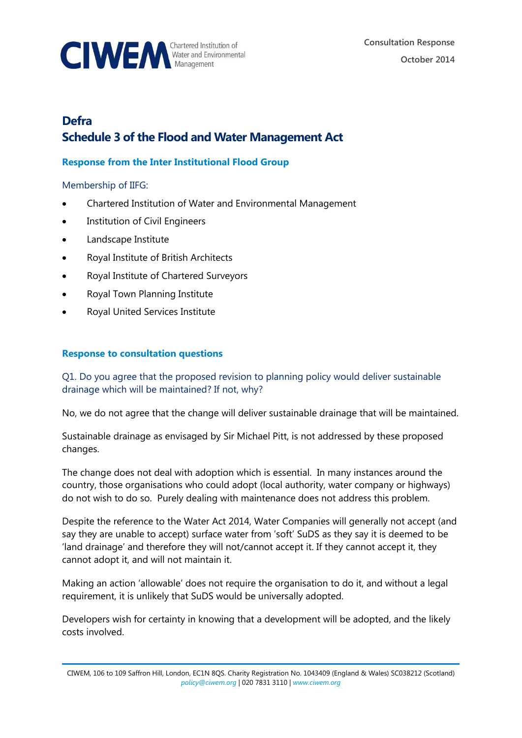Consultation Response

October 2014

# Defra
# Schedule 3 of the Flood and Water Management Act

### Response from the Inter Institutional Flood Group

Membership of IIFG:

- Chartered Institution of Water and Environmental Management
- Institution of Civil Engineers
- Landscape Institute
- Royal Institute of British Architects
- Royal Institute of Chartered Surveyors
- Royal Town Planning Institute
- Royal United Services Institute

### Response to consultation questions

Q1. Do you agree that the proposed revision to planning policy would deliver sustainable drainage which will be maintained? If not, why?

No, we do not agree that the change will deliver sustainable drainage that will be maintained.

Sustainable drainage as envisaged by Sir Michael Pitt, is not addressed by these proposed changes.

The change does not deal with adoption which is essential. In many instances around the country, those organisations who could adopt (local authority, water company or highways) do not wish to do so. Purely dealing with maintenance does not address this problem.

Despite the reference to the Water Act 2014, Water Companies will generally not accept (and say they are unable to accept) surface water from 'soft' SuDS as they say it is deemed to be 'land drainage' and therefore they will not/cannot accept it. If they cannot accept it, they cannot adopt it, and will not maintain it.

Making an action 'allowable' does not require the organisation to do it, and without a legal requirement, it is unlikely that SuDS would be universally adopted.

Developers wish for certainty in knowing that a development will be adopted, and the likely costs involved.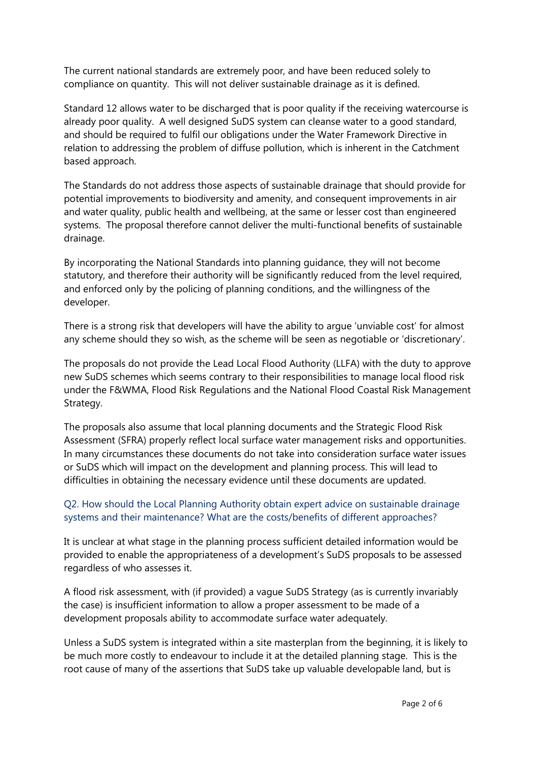The current national standards are extremely poor, and have been reduced solely to compliance on quantity. This will not deliver sustainable drainage as it is defined.

Standard 12 allows water to be discharged that is poor quality if the receiving watercourse is already poor quality. A well designed SuDS system can cleanse water to a good standard, and should be required to fulfil our obligations under the Water Framework Directive in relation to addressing the problem of diffuse pollution, which is inherent in the Catchment based approach.

The Standards do not address those aspects of sustainable drainage that should provide for potential improvements to biodiversity and amenity, and consequent improvements in air and water quality, public health and wellbeing, at the same or lesser cost than engineered systems. The proposal therefore cannot deliver the multi-functional benefits of sustainable drainage.

By incorporating the National Standards into planning guidance, they will not become statutory, and therefore their authority will be significantly reduced from the level required, and enforced only by the policing of planning conditions, and the willingness of the developer.

There is a strong risk that developers will have the ability to argue 'unviable cost' for almost any scheme should they so wish, as the scheme will be seen as negotiable or 'discretionary'.

The proposals do not provide the Lead Local Flood Authority (LLFA) with the duty to approve new SuDS schemes which seems contrary to their responsibilities to manage local flood risk under the F&WMA, Flood Risk Regulations and the National Flood Coastal Risk Management Strategy.

The proposals also assume that local planning documents and the Strategic Flood Risk Assessment (SFRA) properly reflect local surface water management risks and opportunities. In many circumstances these documents do not take into consideration surface water issues or SuDS which will impact on the development and planning process. This will lead to difficulties in obtaining the necessary evidence until these documents are updated.

### Q2. How should the Local Planning Authority obtain expert advice on sustainable drainage systems and their maintenance? What are the costs/benefits of different approaches?

It is unclear at what stage in the planning process sufficient detailed information would be provided to enable the appropriateness of a development's SuDS proposals to be assessed regardless of who assesses it.

A flood risk assessment, with (if provided) a vague SuDS Strategy (as is currently invariably the case) is insufficient information to allow a proper assessment to be made of a development proposals ability to accommodate surface water adequately.

Unless a SuDS system is integrated within a site masterplan from the beginning, it is likely to be much more costly to endeavour to include it at the detailed planning stage. This is the root cause of many of the assertions that SuDS take up valuable developable land, but is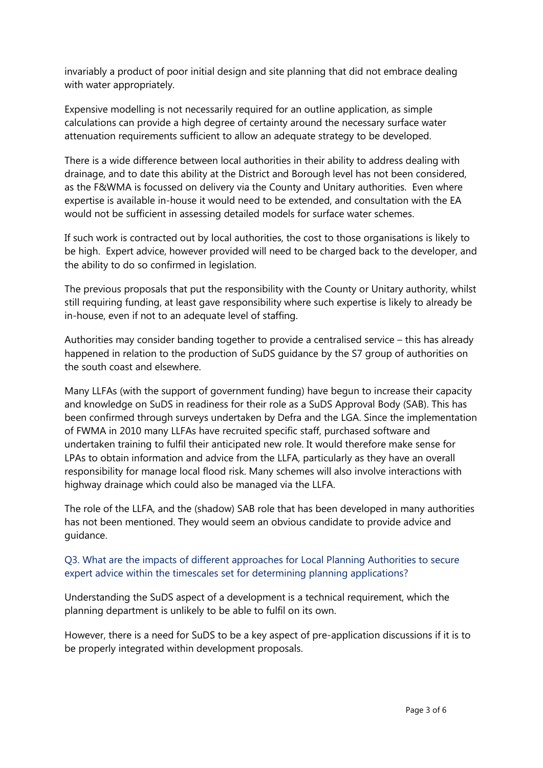invariably a product of poor initial design and site planning that did not embrace dealing with water appropriately.

Expensive modelling is not necessarily required for an outline application, as simple calculations can provide a high degree of certainty around the necessary surface water attenuation requirements sufficient to allow an adequate strategy to be developed.

There is a wide difference between local authorities in their ability to address dealing with drainage, and to date this ability at the District and Borough level has not been considered, as the F&WMA is focussed on delivery via the County and Unitary authorities. Even where expertise is available in-house it would need to be extended, and consultation with the EA would not be sufficient in assessing detailed models for surface water schemes.

If such work is contracted out by local authorities, the cost to those organisations is likely to be high. Expert advice, however provided will need to be charged back to the developer, and the ability to do so confirmed in legislation.

The previous proposals that put the responsibility with the County or Unitary authority, whilst still requiring funding, at least gave responsibility where such expertise is likely to already be in-house, even if not to an adequate level of staffing.

Authorities may consider banding together to provide a centralised service – this has already happened in relation to the production of SuDS guidance by the S7 group of authorities on the south coast and elsewhere.

Many LLFAs (with the support of government funding) have begun to increase their capacity and knowledge on SuDS in readiness for their role as a SuDS Approval Body (SAB). This has been confirmed through surveys undertaken by Defra and the LGA. Since the implementation of FWMA in 2010 many LLFAs have recruited specific staff, purchased software and undertaken training to fulfil their anticipated new role. It would therefore make sense for LPAs to obtain information and advice from the LLFA, particularly as they have an overall responsibility for manage local flood risk. Many schemes will also involve interactions with highway drainage which could also be managed via the LLFA.

The role of the LLFA, and the (shadow) SAB role that has been developed in many authorities has not been mentioned. They would seem an obvious candidate to provide advice and guidance.

### Q3. What are the impacts of different approaches for Local Planning Authorities to secure expert advice within the timescales set for determining planning applications?

Understanding the SuDS aspect of a development is a technical requirement, which the planning department is unlikely to be able to fulfil on its own.

However, there is a need for SuDS to be a key aspect of pre-application discussions if it is to be properly integrated within development proposals.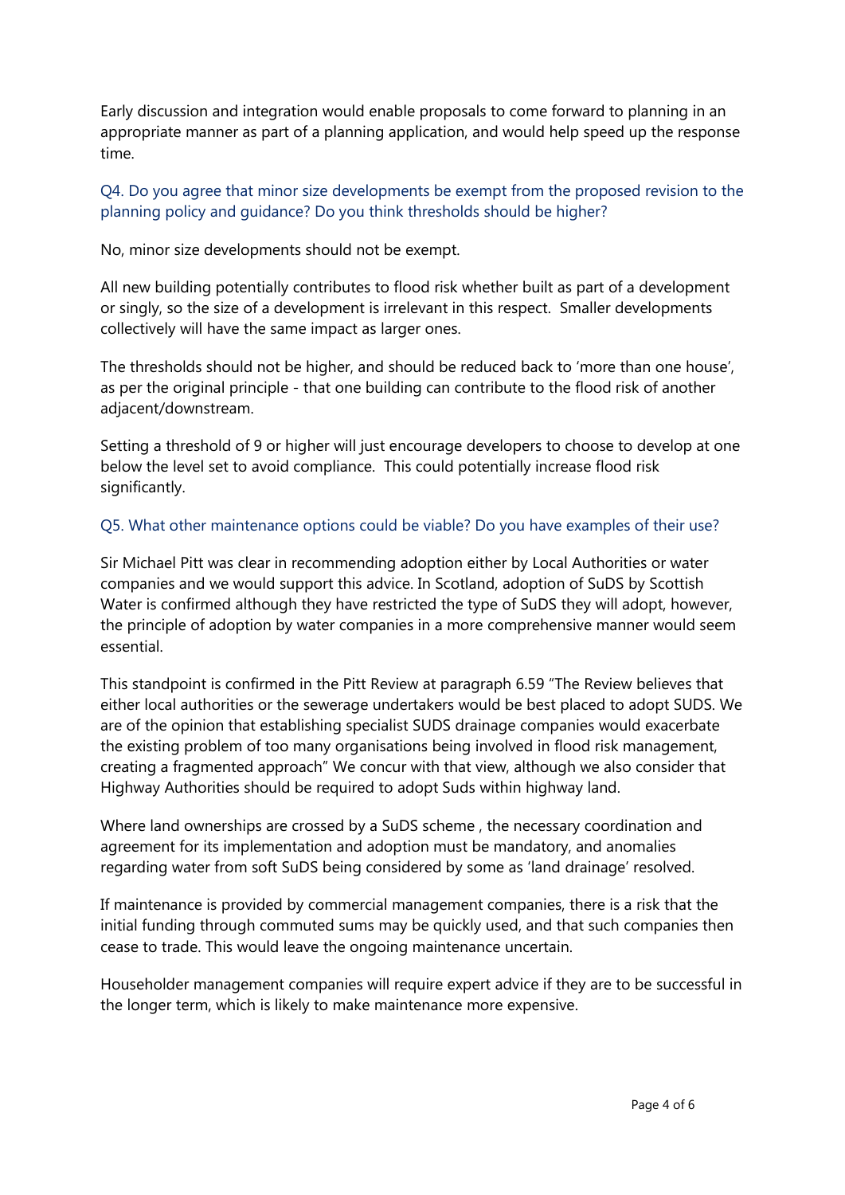Early discussion and integration would enable proposals to come forward to planning in an appropriate manner as part of a planning application, and would help speed up the response time.

### Q4. Do you agree that minor size developments be exempt from the proposed revision to the planning policy and guidance? Do you think thresholds should be higher?

No, minor size developments should not be exempt.

All new building potentially contributes to flood risk whether built as part of a development or singly, so the size of a development is irrelevant in this respect. Smaller developments collectively will have the same impact as larger ones.

The thresholds should not be higher, and should be reduced back to 'more than one house', as per the original principle - that one building can contribute to the flood risk of another adjacent/downstream.

Setting a threshold of 9 or higher will just encourage developers to choose to develop at one below the level set to avoid compliance. This could potentially increase flood risk significantly.

### Q5. What other maintenance options could be viable? Do you have examples of their use?

Sir Michael Pitt was clear in recommending adoption either by Local Authorities or water companies and we would support this advice. In Scotland, adoption of SuDS by Scottish Water is confirmed although they have restricted the type of SuDS they will adopt, however, the principle of adoption by water companies in a more comprehensive manner would seem essential.

This standpoint is confirmed in the Pitt Review at paragraph 6.59 "The Review believes that either local authorities or the sewerage undertakers would be best placed to adopt SUDS. We are of the opinion that establishing specialist SUDS drainage companies would exacerbate the existing problem of too many organisations being involved in flood risk management, creating a fragmented approach" We concur with that view, although we also consider that Highway Authorities should be required to adopt Suds within highway land.

Where land ownerships are crossed by a SuDS scheme , the necessary coordination and agreement for its implementation and adoption must be mandatory, and anomalies regarding water from soft SuDS being considered by some as 'land drainage' resolved.

If maintenance is provided by commercial management companies, there is a risk that the initial funding through commuted sums may be quickly used, and that such companies then cease to trade. This would leave the ongoing maintenance uncertain.

Householder management companies will require expert advice if they are to be successful in the longer term, which is likely to make maintenance more expensive.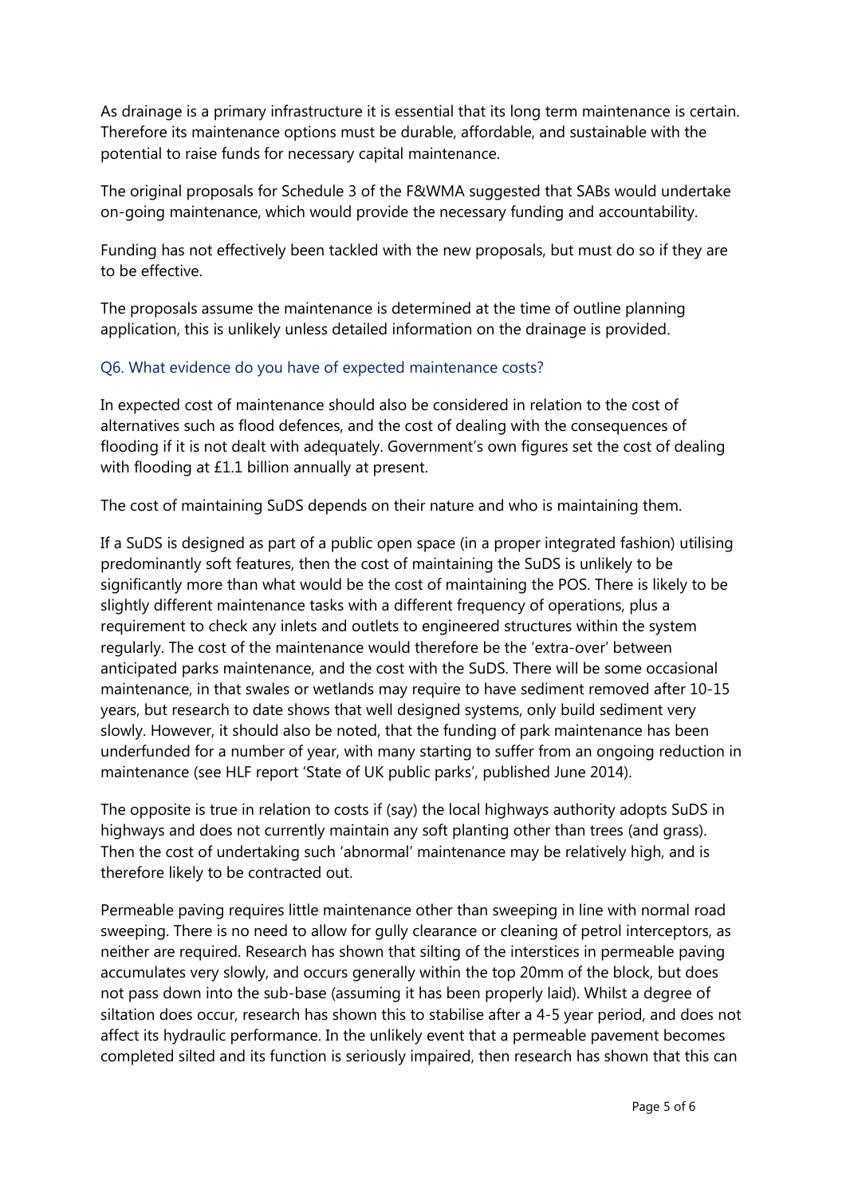As drainage is a primary infrastructure it is essential that its long term maintenance is certain. Therefore its maintenance options must be durable, affordable, and sustainable with the potential to raise funds for necessary capital maintenance.

The original proposals for Schedule 3 of the F&WMA suggested that SABs would undertake on-going maintenance, which would provide the necessary funding and accountability.

Funding has not effectively been tackled with the new proposals, but must do so if they are to be effective.

The proposals assume the maintenance is determined at the time of outline planning application, this is unlikely unless detailed information on the drainage is provided.

### Q6. What evidence do you have of expected maintenance costs?

In expected cost of maintenance should also be considered in relation to the cost of alternatives such as flood defences, and the cost of dealing with the consequences of flooding if it is not dealt with adequately. Government's own figures set the cost of dealing with flooding at £1.1 billion annually at present.

The cost of maintaining SuDS depends on their nature and who is maintaining them.

If a SuDS is designed as part of a public open space (in a proper integrated fashion) utilising predominantly soft features, then the cost of maintaining the SuDS is unlikely to be significantly more than what would be the cost of maintaining the POS. There is likely to be slightly different maintenance tasks with a different frequency of operations, plus a requirement to check any inlets and outlets to engineered structures within the system regularly. The cost of the maintenance would therefore be the 'extra-over' between anticipated parks maintenance, and the cost with the SuDS. There will be some occasional maintenance, in that swales or wetlands may require to have sediment removed after 10-15 years, but research to date shows that well designed systems, only build sediment very slowly. However, it should also be noted, that the funding of park maintenance has been underfunded for a number of year, with many starting to suffer from an ongoing reduction in maintenance (see HLF report 'State of UK public parks', published June 2014).

The opposite is true in relation to costs if (say) the local highways authority adopts SuDS in highways and does not currently maintain any soft planting other than trees (and grass). Then the cost of undertaking such 'abnormal' maintenance may be relatively high, and is therefore likely to be contracted out.

Permeable paving requires little maintenance other than sweeping in line with normal road sweeping. There is no need to allow for gully clearance or cleaning of petrol interceptors, as neither are required. Research has shown that silting of the interstices in permeable paving accumulates very slowly, and occurs generally within the top 20mm of the block, but does not pass down into the sub-base (assuming it has been properly laid). Whilst a degree of siltation does occur, research has shown this to stabilise after a 4-5 year period, and does not affect its hydraulic performance. In the unlikely event that a permeable pavement becomes completed silted and its function is seriously impaired, then research has shown that this can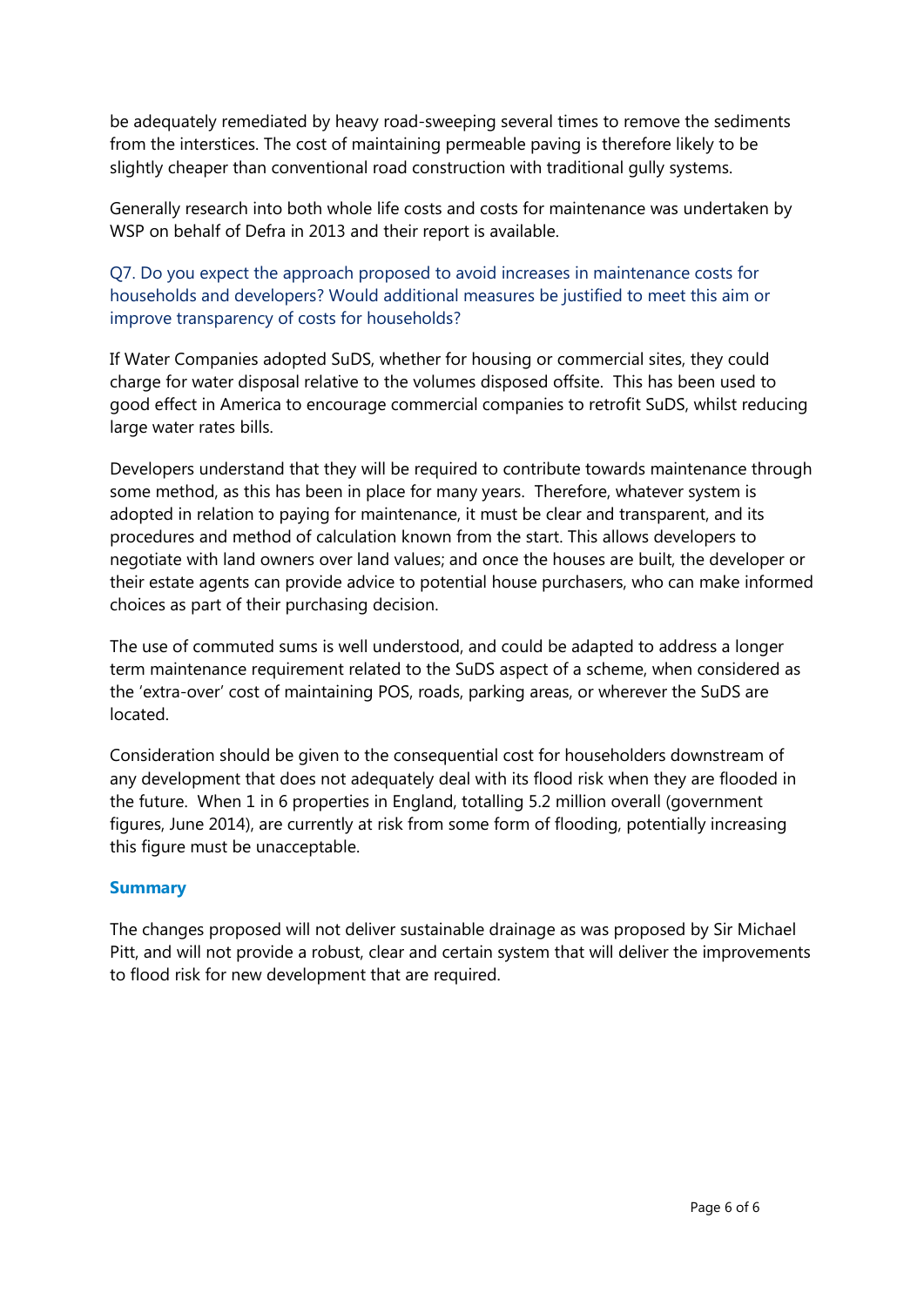be adequately remediated by heavy road-sweeping several times to remove the sediments from the interstices. The cost of maintaining permeable paving is therefore likely to be slightly cheaper than conventional road construction with traditional gully systems.

Generally research into both whole life costs and costs for maintenance was undertaken by WSP on behalf of Defra in 2013 and their report is available.

Q7. Do you expect the approach proposed to avoid increases in maintenance costs for households and developers? Would additional measures be justified to meet this aim or improve transparency of costs for households?

If Water Companies adopted SuDS, whether for housing or commercial sites, they could charge for water disposal relative to the volumes disposed offsite. This has been used to good effect in America to encourage commercial companies to retrofit SuDS, whilst reducing large water rates bills.

Developers understand that they will be required to contribute towards maintenance through some method, as this has been in place for many years. Therefore, whatever system is adopted in relation to paying for maintenance, it must be clear and transparent, and its procedures and method of calculation known from the start. This allows developers to negotiate with land owners over land values; and once the houses are built, the developer or their estate agents can provide advice to potential house purchasers, who can make informed choices as part of their purchasing decision.

The use of commuted sums is well understood, and could be adapted to address a longer term maintenance requirement related to the SuDS aspect of a scheme, when considered as the 'extra-over' cost of maintaining POS, roads, parking areas, or wherever the SuDS are located.

Consideration should be given to the consequential cost for householders downstream of any development that does not adequately deal with its flood risk when they are flooded in the future. When 1 in 6 properties in England, totalling 5.2 million overall (government figures, June 2014), are currently at risk from some form of flooding, potentially increasing this figure must be unacceptable.

## Summary

The changes proposed will not deliver sustainable drainage as was proposed by Sir Michael Pitt, and will not provide a robust, clear and certain system that will deliver the improvements to flood risk for new development that are required.